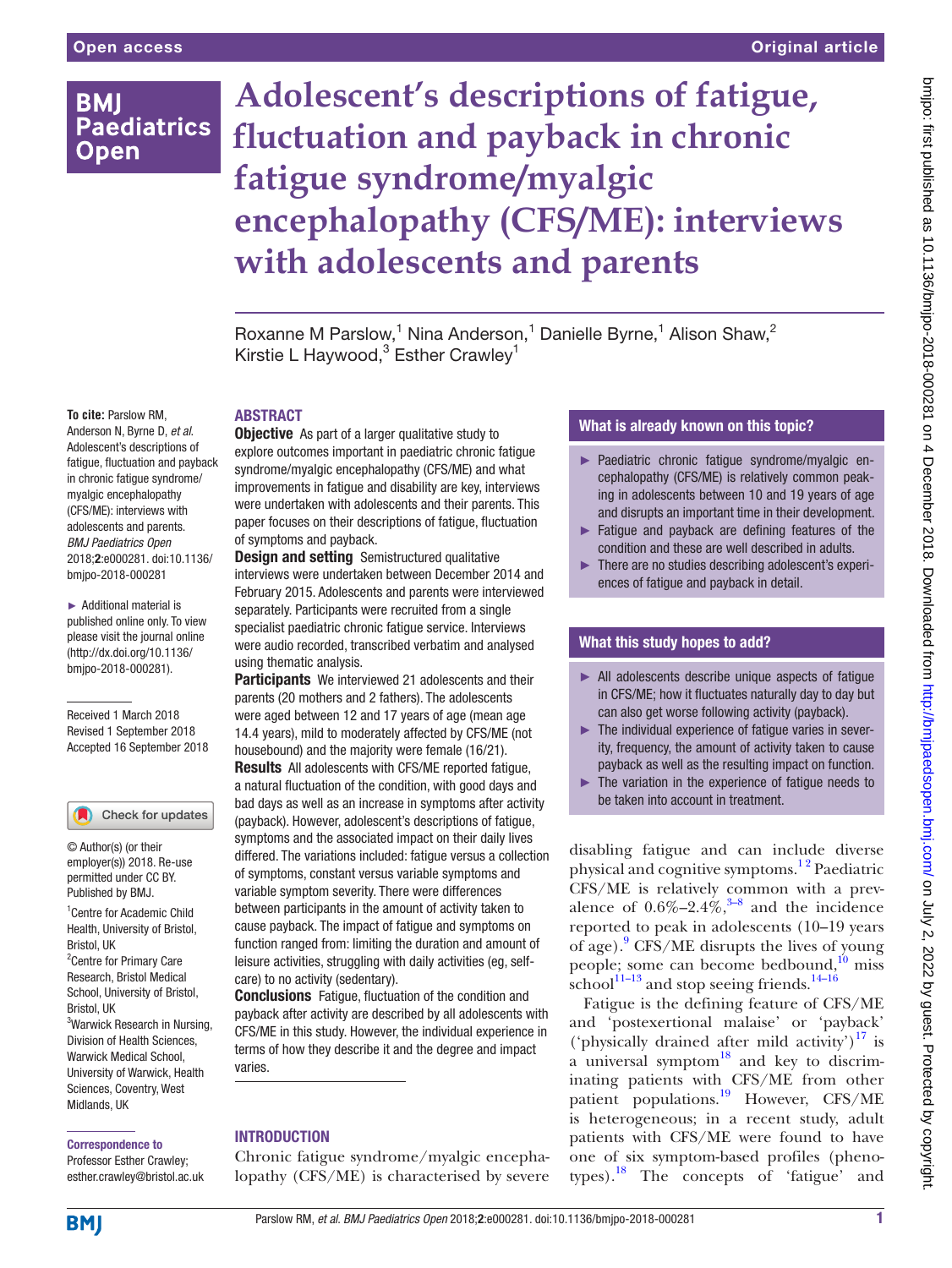Open access

Original article

# Adolescent's descriptions of fatigue, fluctuation and payback in chronic fatigue syndrome/myalgic encephalopathy (CFS/ME): interviews with adolescents and parents

Roxanne M Parslow,[1] Nina Anderson,[1] Danielle Byrne,[1] Alison Shaw,[2] Kirstie L Haywood,[3] Esther Crawley[1]

**To cite:** Parslow RM, Anderson N, Byrne D, *et al.* Adolescent's descriptions of fatigue, fluctuation and payback in chronic fatigue syndrome/myalgic encephalopathy (CFS/ME): interviews with adolescents and parents. *BMJ Paediatrics Open* 2018;**2**:e000281. doi:10.1136/bmjpo-2018-000281

► Additional material is published online only. To view please visit the journal online (http://dx.doi.org/10.1136/bmjpo-2018-000281).

Received 1 March 2018
Revised 1 September 2018
Accepted 16 September 2018

© Author(s) (or their employer(s)) 2018. Re-use permitted under CC BY. Published by BMJ.

[1]Centre for Academic Child Health, University of Bristol, Bristol, UK
[2]Centre for Primary Care Research, Bristol Medical School, University of Bristol, Bristol, UK
[3]Warwick Research in Nursing, Division of Health Sciences, Warwick Medical School, University of Warwick, Health Sciences, Coventry, West Midlands, UK

**Correspondence to**
Professor Esther Crawley; esther.crawley@bristol.ac.uk

## ABSTRACT

**Objective** As part of a larger qualitative study to explore outcomes important in paediatric chronic fatigue syndrome/myalgic encephalopathy (CFS/ME) and what improvements in fatigue and disability are key, interviews were undertaken with adolescents and their parents. This paper focuses on their descriptions of fatigue, fluctuation of symptoms and payback.

**Design and setting** Semistructured qualitative interviews were undertaken between December 2014 and February 2015. Adolescents and parents were interviewed separately. Participants were recruited from a single specialist paediatric chronic fatigue service. Interviews were audio recorded, transcribed verbatim and analysed using thematic analysis.

**Participants** We interviewed 21 adolescents and their parents (20 mothers and 2 fathers). The adolescents were aged between 12 and 17 years of age (mean age 14.4 years), mild to moderately affected by CFS/ME (not housebound) and the majority were female (16/21).

**Results** All adolescents with CFS/ME reported fatigue, a natural fluctuation of the condition, with good days and bad days as well as an increase in symptoms after activity (payback). However, adolescent's descriptions of fatigue, symptoms and the associated impact on their daily lives differed. The variations included: fatigue versus a collection of symptoms, constant versus variable symptoms and variable symptom severity. There were differences between participants in the amount of activity taken to cause payback. The impact of fatigue and symptoms on function ranged from: limiting the duration and amount of leisure activities, struggling with daily activities (eg, self-care) to no activity (sedentary).

**Conclusions** Fatigue, fluctuation of the condition and payback after activity are described by all adolescents with CFS/ME in this study. However, the individual experience in terms of how they describe it and the degree and impact varies.

### What is already known on this topic?

- Paediatric chronic fatigue syndrome/myalgic encephalopathy (CFS/ME) is relatively common peaking in adolescents between 10 and 19 years of age and disrupts an important time in their development.
- Fatigue and payback are defining features of the condition and these are well described in adults.
- There are no studies describing adolescent's experiences of fatigue and payback in detail.

### What this study hopes to add?

- All adolescents describe unique aspects of fatigue in CFS/ME; how it fluctuates naturally day to day but can also get worse following activity (payback).
- The individual experience of fatigue varies in severity, frequency, the amount of activity taken to cause payback as well as the resulting impact on function.
- The variation in the experience of fatigue needs to be taken into account in treatment.

## INTRODUCTION

Chronic fatigue syndrome/myalgic encephalopathy (CFS/ME) is characterised by severe disabling fatigue and can include diverse physical and cognitive symptoms.[1 2] Paediatric CFS/ME is relatively common with a prevalence of 0.6%–2.4%,[3–8] and the incidence reported to peak in adolescents (10–19 years of age).[9] CFS/ME disrupts the lives of young people; some can become bedbound,[10] miss school[11–13] and stop seeing friends.[14–16]

Fatigue is the defining feature of CFS/ME and 'postexertional malaise' or 'payback' ('physically drained after mild activity')[17] is a universal symptom[18] and key to discriminating patients with CFS/ME from other patient populations.[19] However, CFS/ME is heterogeneous; in a recent study, adult patients with CFS/ME were found to have one of six symptom-based profiles (phenotypes).[18] The concepts of 'fatigue' and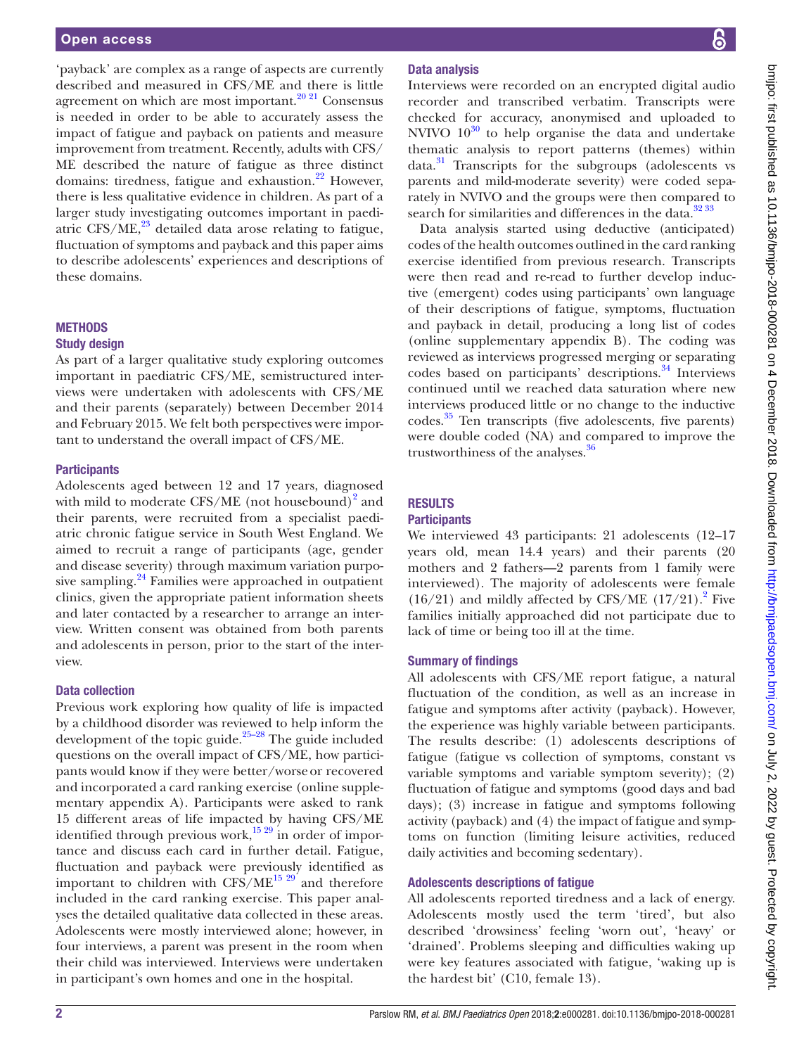'payback' are complex as a range of aspects are currently described and measured in CFS/ME and there is little agreement on which are most important.[20 21] Consensus is needed in order to be able to accurately assess the impact of fatigue and payback on patients and measure improvement from treatment. Recently, adults with CFS/ME described the nature of fatigue as three distinct domains: tiredness, fatigue and exhaustion.[22] However, there is less qualitative evidence in children. As part of a larger study investigating outcomes important in paediatric CFS/ME,[23] detailed data arose relating to fatigue, fluctuation of symptoms and payback and this paper aims to describe adolescents' experiences and descriptions of these domains.

## Methods

### Study design

As part of a larger qualitative study exploring outcomes important in paediatric CFS/ME, semistructured interviews were undertaken with adolescents with CFS/ME and their parents (separately) between December 2014 and February 2015. We felt both perspectives were important to understand the overall impact of CFS/ME.

### Participants

Adolescents aged between 12 and 17 years, diagnosed with mild to moderate CFS/ME (not housebound)[2] and their parents, were recruited from a specialist paediatric chronic fatigue service in South West England. We aimed to recruit a range of participants (age, gender and disease severity) through maximum variation purposive sampling.[24] Families were approached in outpatient clinics, given the appropriate patient information sheets and later contacted by a researcher to arrange an interview. Written consent was obtained from both parents and adolescents in person, prior to the start of the interview.

### Data collection

Previous work exploring how quality of life is impacted by a childhood disorder was reviewed to help inform the development of the topic guide.[25–28] The guide included questions on the overall impact of CFS/ME, how participants would know if they were better/worse or recovered and incorporated a card ranking exercise (online supplementary appendix A). Participants were asked to rank 15 different areas of life impacted by having CFS/ME identified through previous work,[15 29] in order of importance and discuss each card in further detail. Fatigue, fluctuation and payback were previously identified as important to children with CFS/ME[15 29] and therefore included in the card ranking exercise. This paper analyses the detailed qualitative data collected in these areas. Adolescents were mostly interviewed alone; however, in four interviews, a parent was present in the room when their child was interviewed. Interviews were undertaken in participant's own homes and one in the hospital.

### Data analysis

Interviews were recorded on an encrypted digital audio recorder and transcribed verbatim. Transcripts were checked for accuracy, anonymised and uploaded to NVIVO 10[30] to help organise the data and undertake thematic analysis to report patterns (themes) within data.[31] Transcripts for the subgroups (adolescents vs parents and mild-moderate severity) were coded separately in NVIVO and the groups were then compared to search for similarities and differences in the data.[32 33]

Data analysis started using deductive (anticipated) codes of the health outcomes outlined in the card ranking exercise identified from previous research. Transcripts were then read and re-read to further develop inductive (emergent) codes using participants' own language of their descriptions of fatigue, symptoms, fluctuation and payback in detail, producing a long list of codes (online supplementary appendix B). The coding was reviewed as interviews progressed merging or separating codes based on participants' descriptions.[34] Interviews continued until we reached data saturation where new interviews produced little or no change to the inductive codes.[35] Ten transcripts (five adolescents, five parents) were double coded (NA) and compared to improve the trustworthiness of the analyses.[36]

## Results

### Participants

We interviewed 43 participants: 21 adolescents (12–17 years old, mean 14.4 years) and their parents (20 mothers and 2 fathers—2 parents from 1 family were interviewed). The majority of adolescents were female (16/21) and mildly affected by CFS/ME (17/21).[2] Five families initially approached did not participate due to lack of time or being too ill at the time.

### Summary of findings

All adolescents with CFS/ME report fatigue, a natural fluctuation of the condition, as well as an increase in fatigue and symptoms after activity (payback). However, the experience was highly variable between participants. The results describe: (1) adolescents descriptions of fatigue (fatigue vs collection of symptoms, constant vs variable symptoms and variable symptom severity); (2) fluctuation of fatigue and symptoms (good days and bad days); (3) increase in fatigue and symptoms following activity (payback) and (4) the impact of fatigue and symptoms on function (limiting leisure activities, reduced daily activities and becoming sedentary).

### Adolescents descriptions of fatigue

All adolescents reported tiredness and a lack of energy. Adolescents mostly used the term 'tired', but also described 'drowsiness' feeling 'worn out', 'heavy' or 'drained'. Problems sleeping and difficulties waking up were key features associated with fatigue, 'waking up is the hardest bit' (C10, female 13).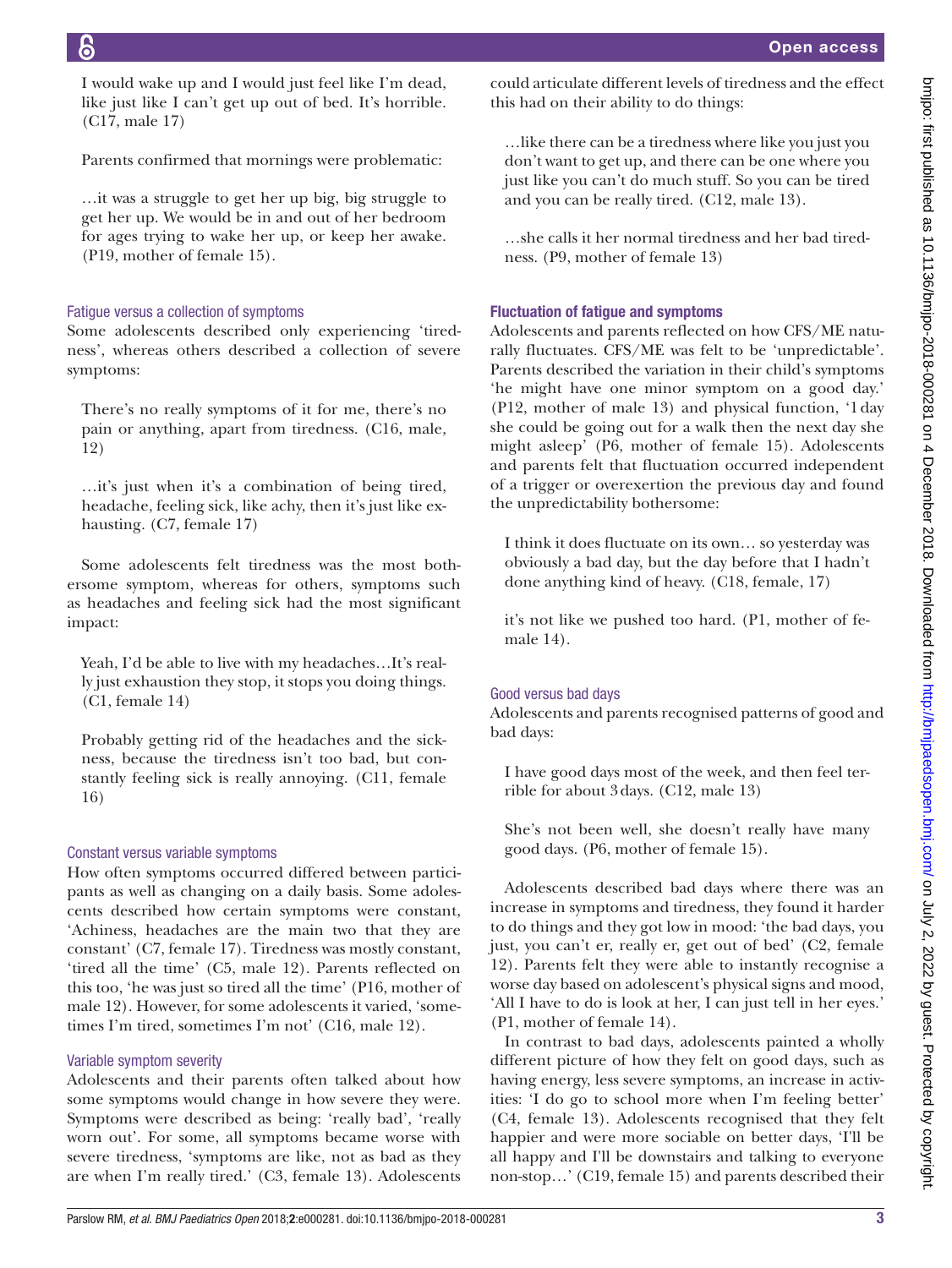> I would wake up and I would just feel like I'm dead, like just like I can't get up out of bed. It's horrible. (C17, male 17)

Parents confirmed that mornings were problematic:

> …it was a struggle to get her up big, big struggle to get her up. We would be in and out of her bedroom for ages trying to wake her up, or keep her awake. (P19, mother of female 15).

### Fatigue versus a collection of symptoms

Some adolescents described only experiencing 'tiredness', whereas others described a collection of severe symptoms:

> There's no really symptoms of it for me, there's no pain or anything, apart from tiredness. (C16, male, 12)

> …it's just when it's a combination of being tired, headache, feeling sick, like achy, then it's just like exhausting. (C7, female 17)

Some adolescents felt tiredness was the most bothersome symptom, whereas for others, symptoms such as headaches and feeling sick had the most significant impact:

> Yeah, I'd be able to live with my headaches…It's really just exhaustion they stop, it stops you doing things. (C1, female 14)

> Probably getting rid of the headaches and the sickness, because the tiredness isn't too bad, but constantly feeling sick is really annoying. (C11, female 16)

### Constant versus variable symptoms

How often symptoms occurred differed between participants as well as changing on a daily basis. Some adolescents described how certain symptoms were constant, 'Achiness, headaches are the main two that they are constant' (C7, female 17). Tiredness was mostly constant, 'tired all the time' (C5, male 12). Parents reflected on this too, 'he was just so tired all the time' (P16, mother of male 12). However, for some adolescents it varied, 'sometimes I'm tired, sometimes I'm not' (C16, male 12).

### Variable symptom severity

Adolescents and their parents often talked about how some symptoms would change in how severe they were. Symptoms were described as being: 'really bad', 'really worn out'. For some, all symptoms became worse with severe tiredness, 'symptoms are like, not as bad as they are when I'm really tired.' (C3, female 13). Adolescents could articulate different levels of tiredness and the effect this had on their ability to do things:

> …like there can be a tiredness where like you just you don't want to get up, and there can be one where you just like you can't do much stuff. So you can be tired and you can be really tired. (C12, male 13).

> …she calls it her normal tiredness and her bad tiredness. (P9, mother of female 13)

## Fluctuation of fatigue and symptoms

Adolescents and parents reflected on how CFS/ME naturally fluctuates. CFS/ME was felt to be 'unpredictable'. Parents described the variation in their child's symptoms 'he might have one minor symptom on a good day.' (P12, mother of male 13) and physical function, '1 day she could be going out for a walk then the next day she might asleep' (P6, mother of female 15). Adolescents and parents felt that fluctuation occurred independent of a trigger or overexertion the previous day and found the unpredictability bothersome:

> I think it does fluctuate on its own… so yesterday was obviously a bad day, but the day before that I hadn't done anything kind of heavy. (C18, female, 17)

> it's not like we pushed too hard. (P1, mother of female 14).

### Good versus bad days

Adolescents and parents recognised patterns of good and bad days:

> I have good days most of the week, and then feel terrible for about 3 days. (C12, male 13)

> She's not been well, she doesn't really have many good days. (P6, mother of female 15).

Adolescents described bad days where there was an increase in symptoms and tiredness, they found it harder to do things and they got low in mood: 'the bad days, you just, you can't er, really er, get out of bed' (C2, female 12). Parents felt they were able to instantly recognise a worse day based on adolescent's physical signs and mood, 'All I have to do is look at her, I can just tell in her eyes.' (P1, mother of female 14).

In contrast to bad days, adolescents painted a wholly different picture of how they felt on good days, such as having energy, less severe symptoms, an increase in activities: 'I do go to school more when I'm feeling better' (C4, female 13). Adolescents recognised that they felt happier and were more sociable on better days, 'I'll be all happy and I'll be downstairs and talking to everyone non-stop…' (C19, female 15) and parents described their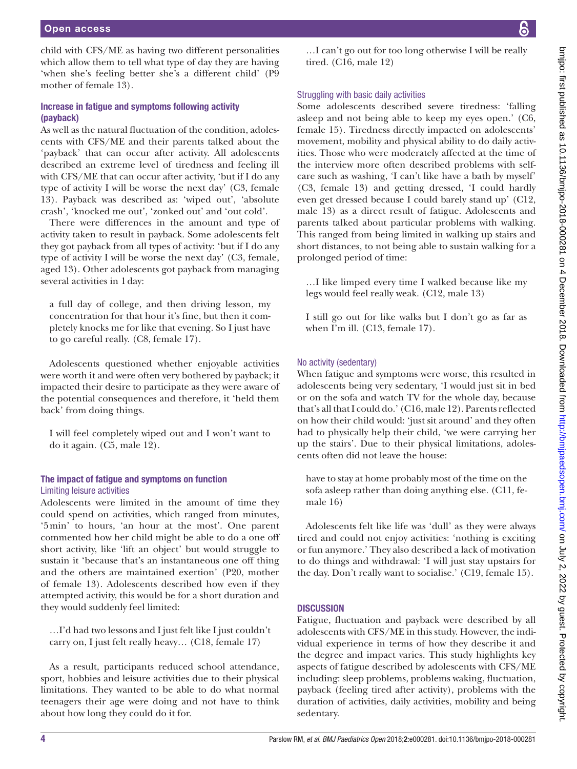child with CFS/ME as having two different personalities which allow them to tell what type of day they are having 'when she's feeling better she's a different child' (P9 mother of female 13).

### Increase in fatigue and symptoms following activity (payback)

As well as the natural fluctuation of the condition, adolescents with CFS/ME and their parents talked about the 'payback' that can occur after activity. All adolescents described an extreme level of tiredness and feeling ill with CFS/ME that can occur after activity, 'but if I do any type of activity I will be worse the next day' (C3, female 13). Payback was described as: 'wiped out', 'absolute crash', 'knocked me out', 'zonked out' and 'out cold'.

There were differences in the amount and type of activity taken to result in payback. Some adolescents felt they got payback from all types of activity: 'but if I do any type of activity I will be worse the next day' (C3, female, aged 13). Other adolescents got payback from managing several activities in 1 day:

> a full day of college, and then driving lesson, my concentration for that hour it's fine, but then it completely knocks me for like that evening. So I just have to go careful really. (C8, female 17).

Adolescents questioned whether enjoyable activities were worth it and were often very bothered by payback; it impacted their desire to participate as they were aware of the potential consequences and therefore, it 'held them back' from doing things.

> I will feel completely wiped out and I won't want to do it again. (C5, male 12).

### The impact of fatigue and symptoms on function

#### Limiting leisure activities

Adolescents were limited in the amount of time they could spend on activities, which ranged from minutes, '5 min' to hours, 'an hour at the most'. One parent commented how her child might be able to do a one off short activity, like 'lift an object' but would struggle to sustain it 'because that's an instantaneous one off thing and the others are maintained exertion' (P20, mother of female 13). Adolescents described how even if they attempted activity, this would be for a short duration and they would suddenly feel limited:

> …I'd had two lessons and I just felt like I just couldn't carry on, I just felt really heavy… (C18, female 17)

As a result, participants reduced school attendance, sport, hobbies and leisure activities due to their physical limitations. They wanted to be able to do what normal teenagers their age were doing and not have to think about how long they could do it for.

> …I can't go out for too long otherwise I will be really tired. (C16, male 12)

#### Struggling with basic daily activities

Some adolescents described severe tiredness: 'falling asleep and not being able to keep my eyes open.' (C6, female 15). Tiredness directly impacted on adolescents' movement, mobility and physical ability to do daily activities. Those who were moderately affected at the time of the interview more often described problems with self-care such as washing, 'I can't like have a bath by myself' (C3, female 13) and getting dressed, 'I could hardly even get dressed because I could barely stand up' (C12, male 13) as a direct result of fatigue. Adolescents and parents talked about particular problems with walking. This ranged from being limited in walking up stairs and short distances, to not being able to sustain walking for a prolonged period of time:

> …I like limped every time I walked because like my legs would feel really weak. (C12, male 13)

> I still go out for like walks but I don't go as far as when I'm ill. (C13, female 17).

#### No activity (sedentary)

When fatigue and symptoms were worse, this resulted in adolescents being very sedentary, 'I would just sit in bed or on the sofa and watch TV for the whole day, because that's all that I could do.' (C16, male 12). Parents reflected on how their child would: 'just sit around' and they often had to physically help their child, 'we were carrying her up the stairs'. Due to their physical limitations, adolescents often did not leave the house:

> have to stay at home probably most of the time on the sofa asleep rather than doing anything else. (C11, female 16)

Adolescents felt like life was 'dull' as they were always tired and could not enjoy activities: 'nothing is exciting or fun anymore.' They also described a lack of motivation to do things and withdrawal: 'I will just stay upstairs for the day. Don't really want to socialise.' (C19, female 15).

## DISCUSSION

Fatigue, fluctuation and payback were described by all adolescents with CFS/ME in this study. However, the individual experience in terms of how they describe it and the degree and impact varies. This study highlights key aspects of fatigue described by adolescents with CFS/ME including: sleep problems, problems waking, fluctuation, payback (feeling tired after activity), problems with the duration of activities, daily activities, mobility and being sedentary.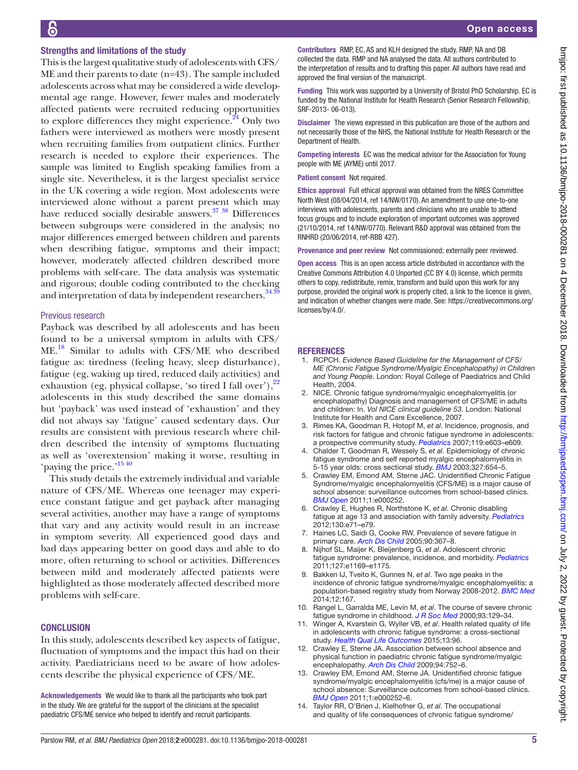## Strengths and limitations of the study

This is the largest qualitative study of adolescents with CFS/ME and their parents to date (n=43). The sample included adolescents across what may be considered a wide developmental age range. However, fewer males and moderately affected patients were recruited reducing opportunities to explore differences they might experience.[24] Only two fathers were interviewed as mothers were mostly present when recruiting families from outpatient clinics. Further research is needed to explore their experiences. The sample was limited to English speaking families from a single site. Nevertheless, it is the largest specialist service in the UK covering a wide region. Most adolescents were interviewed alone without a parent present which may have reduced socially desirable answers.[37 38] Differences between subgroups were considered in the analysis; no major differences emerged between children and parents when describing fatigue, symptoms and their impact; however, moderately affected children described more problems with self-care. The data analysis was systematic and rigorous; double coding contributed to the checking and interpretation of data by independent researchers.[34 39]

### Previous research

Payback was described by all adolescents and has been found to be a universal symptom in adults with CFS/ME.[18] Similar to adults with CFS/ME who described fatigue as: tiredness (feeling heavy, sleep disturbance), fatigue (eg, waking up tired, reduced daily activities) and exhaustion (eg, physical collapse, 'so tired I fall over'),[22] adolescents in this study described the same domains but 'payback' was used instead of 'exhaustion' and they did not always say 'fatigue' caused sedentary days. Our results are consistent with previous research where children described the intensity of symptoms fluctuating as well as 'overextension' making it worse, resulting in 'paying the price.'[15 40]

This study details the extremely individual and variable nature of CFS/ME. Whereas one teenager may experience constant fatigue and get payback after managing several activities, another may have a range of symptoms that vary and any activity would result in an increase in symptom severity. All experienced good days and bad days appearing better on good days and able to do more, often returning to school or activities. Differences between mild and moderately affected patients were highlighted as those moderately affected described more problems with self-care.

## CONCLUSION

In this study, adolescents described key aspects of fatigue, fluctuation of symptoms and the impact this had on their activity. Paediatricians need to be aware of how adolescents describe the physical experience of CFS/ME.

**Acknowledgements** We would like to thank all the participants who took part in the study. We are grateful for the support of the clinicians at the specialist paediatric CFS/ME service who helped to identify and recruit participants.

**Contributors** RMP, EC, AS and KLH designed the study. RMP, NA and DB collected the data. RMP and NA analysed the data. All authors contributed to the interpretation of results and to drafting this paper. All authors have read and approved the final version of the manuscript.

**Funding** This work was supported by a University of Bristol PhD Scholarship. EC is funded by the National Institute for Health Research (Senior Research Fellowship, SRF-2013- 06-013).

**Disclaimer** The views expressed in this publication are those of the authors and not necessarily those of the NHS, the National Institute for Health Research or the Department of Health.

**Competing interests** EC was the medical advisor for the Association for Young people with ME (AYME) until 2017.

**Patient consent** Not required.

**Ethics approval** Full ethical approval was obtained from the NRES Committee North West (08/04/2014, ref 14/NW/0170). An amendment to use one-to-one interviews with adolescents, parents and clinicians who are unable to attend focus groups and to include exploration of important outcomes was approved (21/10/2014, ref 14/NW/0770). Relevant R&D approval was obtained from the RNHRD (20/06/2014, ref-RBB 427).

**Provenance and peer review** Not commissioned; externally peer reviewed.

**Open access** This is an open access article distributed in accordance with the Creative Commons Attribution 4.0 Unported (CC BY 4.0) license, which permits others to copy, redistribute, remix, transform and build upon this work for any purpose, provided the original work is properly cited, a link to the licence is given, and indication of whether changes were made. See: https://creativecommons.org/licenses/by/4.0/.

## REFERENCES

1. RCPCH. *Evidence Based Guideline for the Management of CFS/ME (Chronic Fatigue Syndrome/Myalgic Encephalopathy) in Children and Young People*. London: Royal College of Paediatrics and Child Health, 2004.
2. NICE. Chronic fatigue syndrome/myalgic encephalomyelitis (or encephalopathy) Diagnosis and management of CFS/ME in adults and children: In. *Vol NICE clinical guideline 53*. London: National Institute for Health and Care Excellence, 2007.
3. Rimes KA, Goodman R, Hotopf M, *et al*. Incidence, prognosis, and risk factors for fatigue and chronic fatigue syndrome in adolescents: a prospective community study. *Pediatrics* 2007;119:e603–e609.
4. Chalder T, Goodman R, Wessely S, *et al*. Epidemiology of chronic fatigue syndrome and self reported myalgic encephalomyelitis in 5-15 year olds: cross sectional study. *BMJ* 2003;327:654–5.
5. Crawley EM, Emond AM, Sterne JAC. Unidentified Chronic Fatigue Syndrome/myalgic encephalomyelitis (CFS/ME) is a major cause of school absence: surveillance outcomes from school-based clinics. *BMJ Open* 2011;1:e000252.
6. Crawley E, Hughes R, Northstone K, *et al*. Chronic disabling fatigue at age 13 and association with family adversity. *Pediatrics* 2012;130:e71–e79.
7. Haines LC, Saidi G, Cooke RW. Prevalence of severe fatigue in primary care. *Arch Dis Child* 2005;90:367–8.
8. Nijhof SL, Maijer K, Bleijenberg G, *et al*. Adolescent chronic fatigue syndrome: prevalence, incidence, and morbidity. *Pediatrics* 2011;127:e1169–e1175.
9. Bakken IJ, Tveito K, Gunnes N, *et al*. Two age peaks in the incidence of chronic fatigue syndrome/myalgic encephalomyelitis: a population-based registry study from Norway 2008-2012. *BMC Med* 2014;12:167.
10. Rangel L, Garralda ME, Levin M, *et al*. The course of severe chronic fatigue syndrome in childhood. *J R Soc Med* 2000;93:129–34.
11. Winger A, Kvarstein G, Wyller VB, *et al*. Health related quality of life in adolescents with chronic fatigue syndrome: a cross-sectional study. *Health Qual Life Outcomes* 2015;13:96.
12. Crawley E, Sterne JA. Association between school absence and physical function in paediatric chronic fatigue syndrome/myalgic encephalopathy. *Arch Dis Child* 2009;94:752–6.
13. Crawley EM, Emond AM, Sterne JA. Unidentified chronic fatigue syndrome/myalgic encephalomyelitis (cfs/me) is a major cause of school absence: Surveillance outcomes from school-based clinics. *BMJ Open* 2011;1:e000252–6.
14. Taylor RR, O'Brien J, Kielhofner G, *et al*. The occupational and quality of life consequences of chronic fatigue syndrome/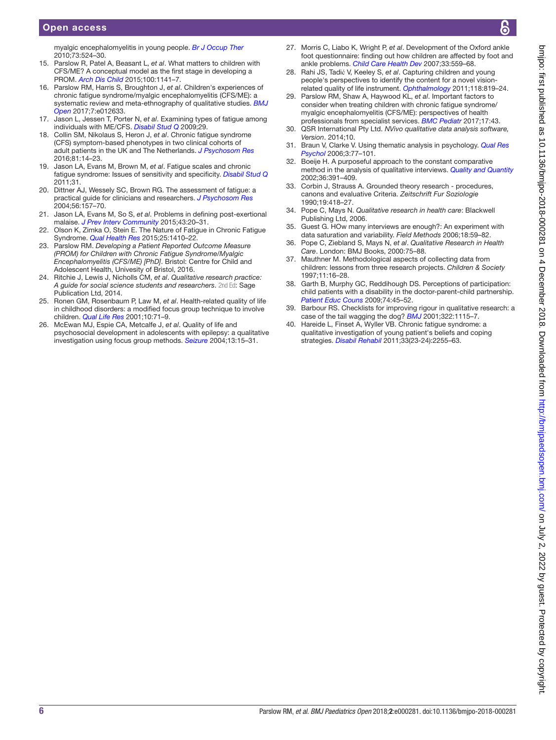myalgic encephalomyelitis in young people. *Br J Occup Ther* 2010;73:524–30.

15. Parslow R, Patel A, Beasant L, *et al*. What matters to children with CFS/ME? A conceptual model as the first stage in developing a PROM. *Arch Dis Child* 2015;100:1141–7.
16. Parslow RM, Harris S, Broughton J, *et al*. Children's experiences of chronic fatigue syndrome/myalgic encephalomyelitis (CFS/ME): a systematic review and meta-ethnography of qualitative studies. *BMJ Open* 2017;7:e012633.
17. Jason L, Jessen T, Porter N, *et al*. Examining types of fatigue among individuals with ME/CFS. *Disabil Stud Q* 2009;29.
18. Collin SM, Nikolaus S, Heron J, *et al*. Chronic fatigue syndrome (CFS) symptom-based phenotypes in two clinical cohorts of adult patients in the UK and The Netherlands. *J Psychosom Res* 2016;81:14–23.
19. Jason LA, Evans M, Brown M, *et al*. Fatigue scales and chronic fatigue syndrome: Issues of sensitivity and specificity. *Disabil Stud Q* 2011;31.
20. Dittner AJ, Wessely SC, Brown RG. The assessment of fatigue: a practical guide for clinicians and researchers. *J Psychosom Res* 2004;56:157–70.
21. Jason LA, Evans M, So S, *et al*. Problems in defining post-exertional malaise. *J Prev Interv Community* 2015;43:20–31.
22. Olson K, Zimka O, Stein E. The Nature of Fatigue in Chronic Fatigue Syndrome. *Qual Health Res* 2015;25:1410–22.
23. Parslow RM. *Developing a Patient Reported Outcome Measure (PROM) for Children with Chronic Fatigue Syndrome/Myalgic Encephalomyelitis (CFS/ME) [PhD]*. Bristol: Centre for Child and Adolescent Health, Univesity of Bristol, 2016.
24. Ritchie J, Lewis J, Nicholls CM, *et al*. *Qualitative research practice: A guide for social science students and researchers*. 2nd Ed: Sage Publication Ltd, 2014.
25. Ronen GM, Rosenbaum P, Law M, *et al*. Health-related quality of life in childhood disorders: a modified focus group technique to involve children. *Qual Life Res* 2001;10:71–9.
26. McEwan MJ, Espie CA, Metcalfe J, *et al*. Quality of life and psychosocial development in adolescents with epilepsy: a qualitative investigation using focus group methods. *Seizure* 2004;13:15–31.
27. Morris C, Liabo K, Wright P, *et al*. Development of the Oxford ankle foot questionnaire: finding out how children are affected by foot and ankle problems. *Child Care Health Dev* 2007;33:559–68.
28. Rahi JS, Tadić V, Keeley S, *et al*. Capturing children and young people's perspectives to identify the content for a novel vision-related quality of life instrument. *Ophthalmology* 2011;118:819–24.
29. Parslow RM, Shaw A, Haywood KL, *et al*. Important factors to consider when treating children with chronic fatigue syndrome/myalgic encephalomyelitis (CFS/ME): perspectives of health professionals from specialist services. *BMC Pediatr* 2017;17:43.
30. QSR International Pty Ltd. *NVivo qualitative data analysis software, Version*. 2014;10.
31. Braun V, Clarke V. Using thematic analysis in psychology. *Qual Res Psychol* 2006;3:77–101.
32. Boeije H. A purposeful approach to the constant comparative method in the analysis of qualitative interviews. *Quality and Quantity* 2002;36:391–409.
33. Corbin J, Strauss A. Grounded theory research - procedures, canons and evaluative Criteria. *Zeitschrift Fur Soziologie* 1990;19:418–27.
34. Pope C, Mays N. *Qualitative research in health care*: Blackwell Publishing Ltd, 2006.
35. Guest G. HOw many interviews are enough?: An experiment with data saturation and variability. *Field Methods* 2006;18:59–82.
36. Pope C, Ziebland S, Mays N, *et al*. *Qualitative Research in Health Care*. London: BMJ Books, 2000:75–88.
37. Mauthner M. Methodological aspects of collecting data from children: lessons from three research projects. *Children & Society* 1997;11:16–28.
38. Garth B, Murphy GC, Reddihough DS. Perceptions of participation: child patients with a disability in the doctor-parent-child partnership. *Patient Educ Couns* 2009;74:45–52.
39. Barbour RS. Checklists for improving rigour in qualitative research: a case of the tail wagging the dog? *BMJ* 2001;322:1115–7.
40. Hareide L, Finset A, Wyller VB. Chronic fatigue syndrome: a qualitative investigation of young patient's beliefs and coping strategies. *Disabil Rehabil* 2011;33(23-24):2255–63.